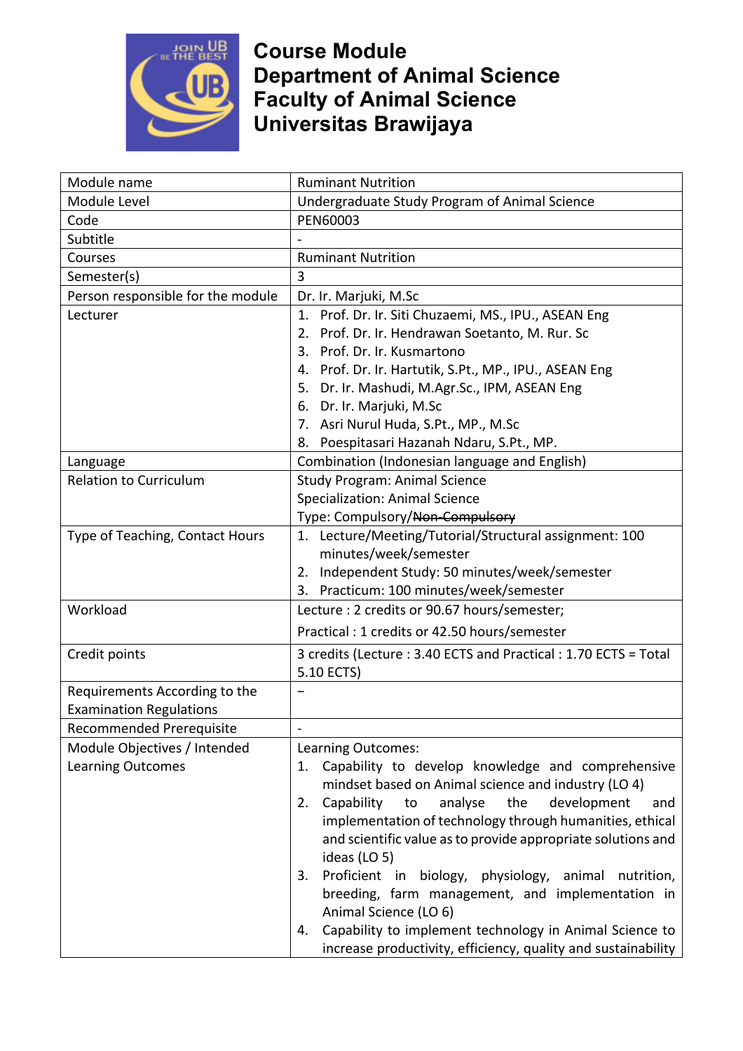# Course Module
# Department of Animal Science
# Faculty of Animal Science
# Universitas Brawijaya

| | |
|---|---|
| Module name | Ruminant Nutrition |
| Module Level | Undergraduate Study Program of Animal Science |
| Code | PEN60003 |
| Subtitle | - |
| Courses | Ruminant Nutrition |
| Semester(s) | 3 |
| Person responsible for the module | Dr. Ir. Marjuki, M.Sc |
| Lecturer | 1. Prof. Dr. Ir. Siti Chuzaemi, MS., IPU., ASEAN Eng<br>2. Prof. Dr. Ir. Hendrawan Soetanto, M. Rur. Sc<br>3. Prof. Dr. Ir. Kusmartono<br>4. Prof. Dr. Ir. Hartutik, S.Pt., MP., IPU., ASEAN Eng<br>5. Dr. Ir. Mashudi, M.Agr.Sc., IPM, ASEAN Eng<br>6. Dr. Ir. Marjuki, M.Sc<br>7. Asri Nurul Huda, S.Pt., MP., M.Sc<br>8. Poespitasari Hazanah Ndaru, S.Pt., MP. |
| Language | Combination (Indonesian language and English) |
| Relation to Curriculum | Study Program: Animal Science<br>Specialization: Animal Science<br>Type: Compulsory/~~Non-Compulsory~~ |
| Type of Teaching, Contact Hours | 1. Lecture/Meeting/Tutorial/Structural assignment: 100 minutes/week/semester<br>2. Independent Study: 50 minutes/week/semester<br>3. Practicum: 100 minutes/week/semester |
| Workload | Lecture : 2 credits or 90.67 hours/semester;<br>Practical : 1 credits or 42.50 hours/semester |
| Credit points | 3 credits (Lecture : 3.40 ECTS and Practical : 1.70 ECTS = Total 5.10 ECTS) |
| Requirements According to the Examination Regulations | – |
| Recommended Prerequisite | - |
| Module Objectives / Intended Learning Outcomes | Learning Outcomes:<br>1. Capability to develop knowledge and comprehensive mindset based on Animal science and industry (LO 4)<br>2. Capability to analyse the development and implementation of technology through humanities, ethical and scientific value as to provide appropriate solutions and ideas (LO 5)<br>3. Proficient in biology, physiology, animal nutrition, breeding, farm management, and implementation in Animal Science (LO 6)<br>4. Capability to implement technology in Animal Science to increase productivity, efficiency, quality and sustainability |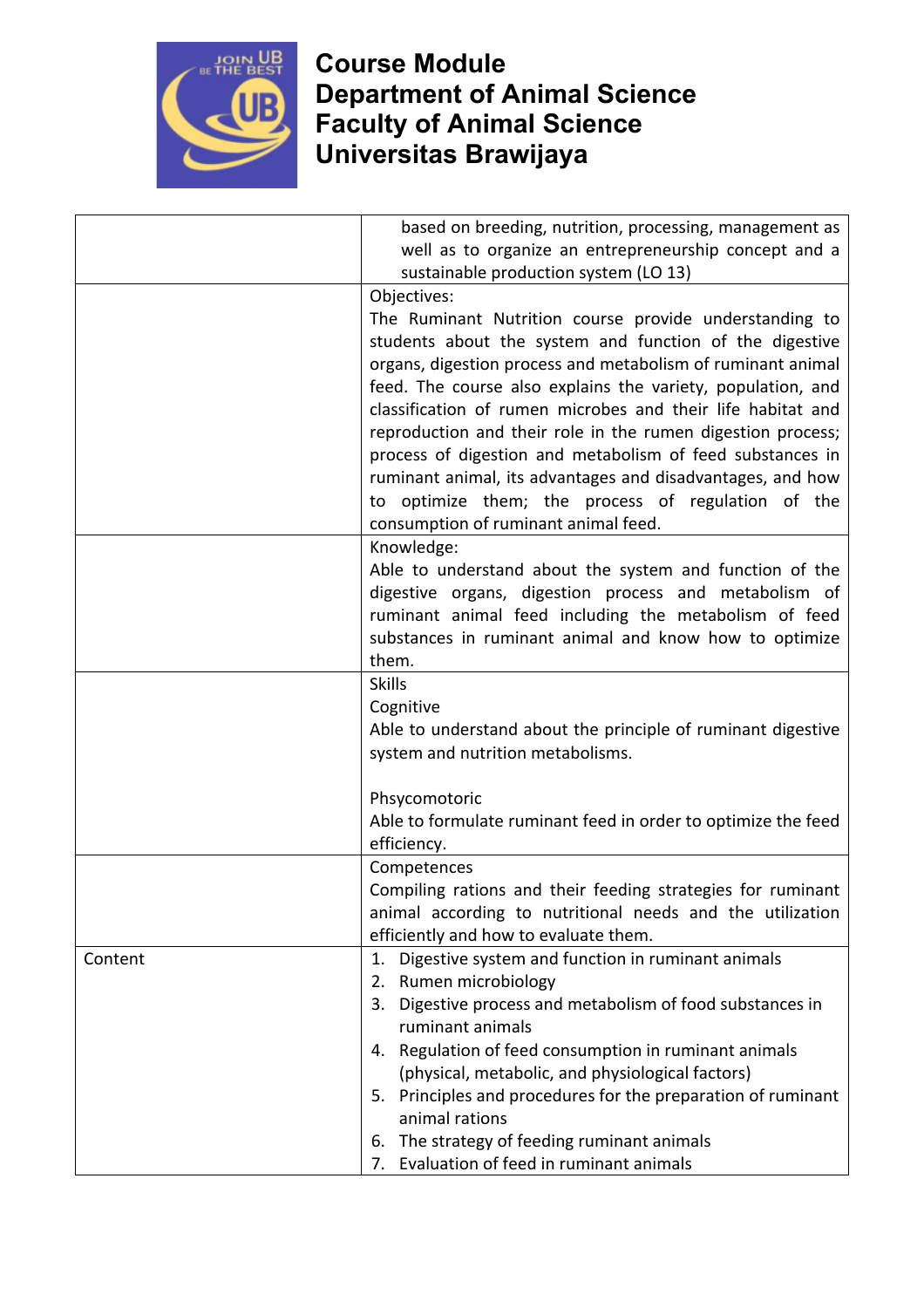# Course Module
# Department of Animal Science
# Faculty of Animal Science
# Universitas Brawijaya

| | |
|---|---|
| | based on breeding, nutrition, processing, management as well as to organize an entrepreneurship concept and a sustainable production system (LO 13) |
| | Objectives:<br>The Ruminant Nutrition course provide understanding to students about the system and function of the digestive organs, digestion process and metabolism of ruminant animal feed. The course also explains the variety, population, and classification of rumen microbes and their life habitat and reproduction and their role in the rumen digestion process; process of digestion and metabolism of feed substances in ruminant animal, its advantages and disadvantages, and how to optimize them; the process of regulation of the consumption of ruminant animal feed. |
| | Knowledge:<br>Able to understand about the system and function of the digestive organs, digestion process and metabolism of ruminant animal feed including the metabolism of feed substances in ruminant animal and know how to optimize them. |
| | Skills<br>Cognitive<br>Able to understand about the principle of ruminant digestive system and nutrition metabolisms.<br><br>Phsycomotoric<br>Able to formulate ruminant feed in order to optimize the feed efficiency. |
| | Competences<br>Compiling rations and their feeding strategies for ruminant animal according to nutritional needs and the utilization efficiently and how to evaluate them. |
| Content | 1. Digestive system and function in ruminant animals<br>2. Rumen microbiology<br>3. Digestive process and metabolism of food substances in ruminant animals<br>4. Regulation of feed consumption in ruminant animals (physical, metabolic, and physiological factors)<br>5. Principles and procedures for the preparation of ruminant animal rations<br>6. The strategy of feeding ruminant animals<br>7. Evaluation of feed in ruminant animals |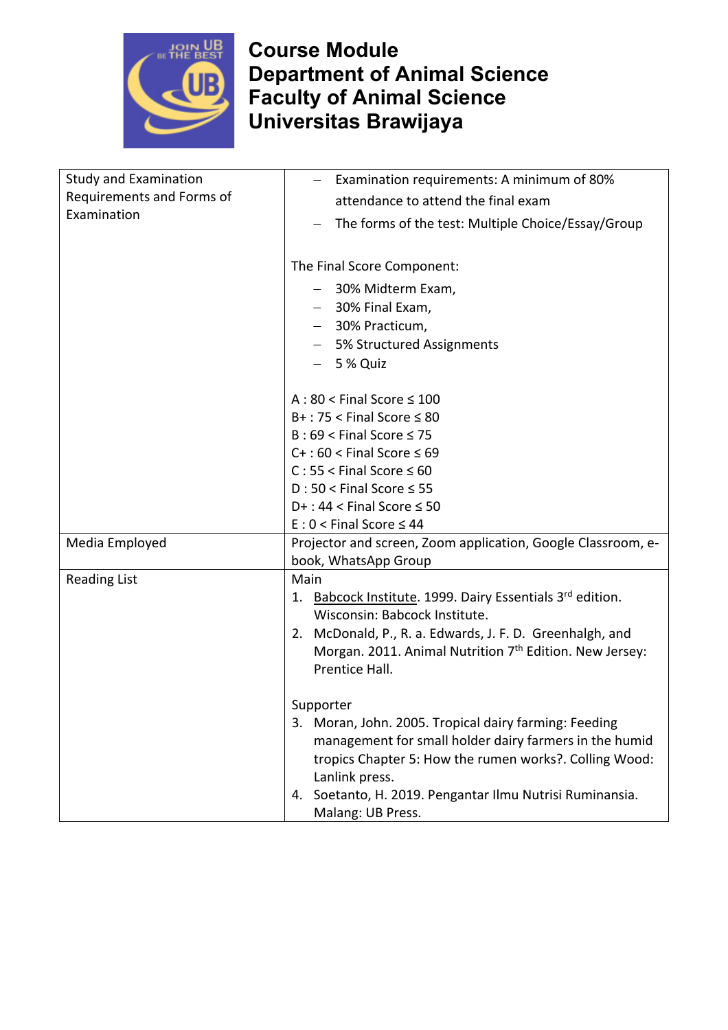# Course Module
# Department of Animal Science
# Faculty of Animal Science
# Universitas Brawijaya

| | |
|---|---|
| Study and Examination Requirements and Forms of Examination | – Examination requirements: A minimum of 80% attendance to attend the final exam<br>– The forms of the test: Multiple Choice/Essay/Group<br><br>The Final Score Component:<br>– 30% Midterm Exam,<br>– 30% Final Exam,<br>– 30% Practicum,<br>– 5% Structured Assignments<br>– 5 % Quiz<br><br>A : 80 < Final Score ≤ 100<br>B+ : 75 < Final Score ≤ 80<br>B : 69 < Final Score ≤ 75<br>C+ : 60 < Final Score ≤ 69<br>C : 55 < Final Score ≤ 60<br>D : 50 < Final Score ≤ 55<br>D+ : 44 < Final Score ≤ 50<br>E : 0 < Final Score ≤ 44 |
| Media Employed | Projector and screen, Zoom application, Google Classroom, e-book, WhatsApp Group |
| Reading List | Main<br>1. Babcock Institute. 1999. Dairy Essentials 3rd edition. Wisconsin: Babcock Institute.<br>2. McDonald, P., R. a. Edwards, J. F. D. Greenhalgh, and Morgan. 2011. Animal Nutrition 7th Edition. New Jersey: Prentice Hall.<br><br>Supporter<br>3. Moran, John. 2005. Tropical dairy farming: Feeding management for small holder dairy farmers in the humid tropics Chapter 5: How the rumen works?. Colling Wood: Lanlink press.<br>4. Soetanto, H. 2019. Pengantar Ilmu Nutrisi Ruminansia. Malang: UB Press. |